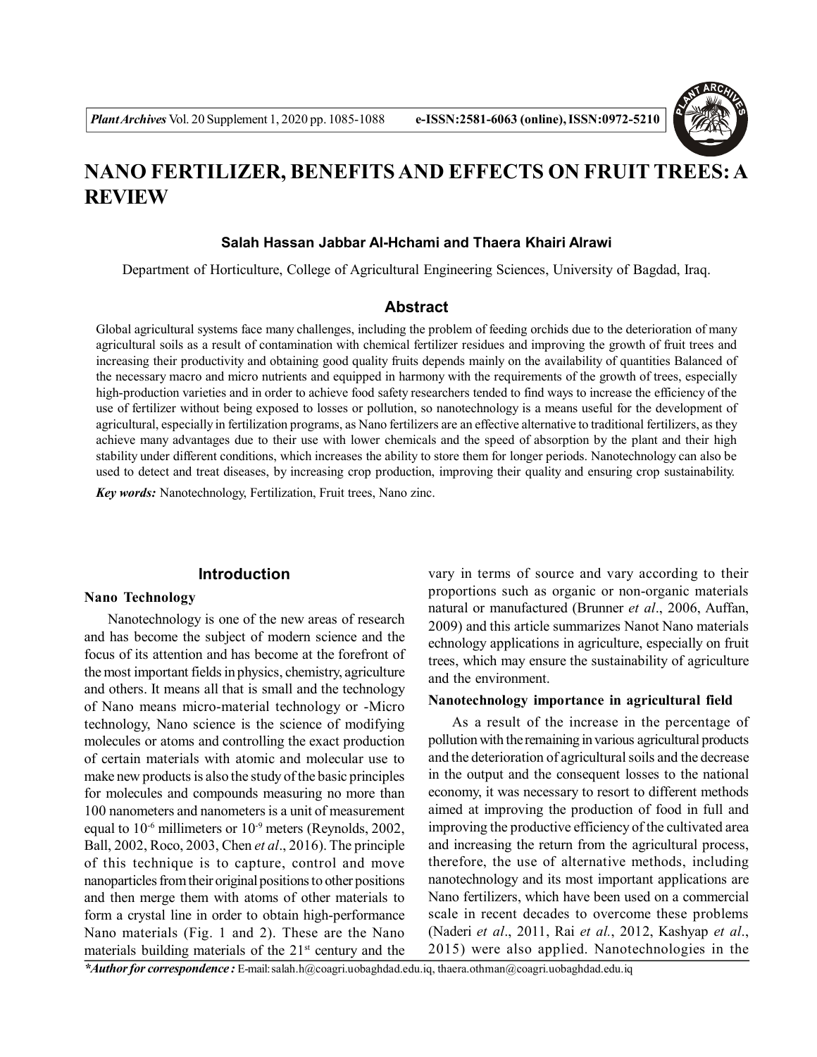# NANO FERTILIZER, BENEFITS AND EFFECTS ON FRUIT TREES: A REVIEW

**Salah Hassan Jabbar Al-Hchami and Thaera Khairi Alrawi**

Department of Horticulture, College of Agricultural Engineering Sciences, University of Bagdad, Iraq.

## Abstract

Global agricultural systems face many challenges, including the problem of feeding orchids due to the deterioration of many agricultural soils as a result of contamination with chemical fertilizer residues and improving the growth of fruit trees and increasing their productivity and obtaining good quality fruits depends mainly on the availability of quantities Balanced of the necessary macro and micro nutrients and equipped in harmony with the requirements of the growth of trees, especially high-production varieties and in order to achieve food safety researchers tended to find ways to increase the efficiency of the use of fertilizer without being exposed to losses or pollution, so nanotechnology is a means useful for the development of agricultural, especially in fertilization programs, as Nano fertilizers are an effective alternative to traditional fertilizers, as they achieve many advantages due to their use with lower chemicals and the speed of absorption by the plant and their high stability under different conditions, which increases the ability to store them for longer periods. Nanotechnology can also be used to detect and treat diseases, by increasing crop production, improving their quality and ensuring crop sustainability.

***Key words:*** Nanotechnology, Fertilization, Fruit trees, Nano zinc.

## Introduction

### Nano Technology

Nanotechnology is one of the new areas of research and has become the subject of modern science and the focus of its attention and has become at the forefront of the most important fields in physics, chemistry, agriculture and others. It means all that is small and the technology of Nano means micro-material technology or -Micro technology, Nano science is the science of modifying molecules or atoms and controlling the exact production of certain materials with atomic and molecular use to make new products is also the study of the basic principles for molecules and compounds measuring no more than 100 nanometers and nanometers is a unit of measurement equal to $10^{-6}$ millimeters or $10^{-9}$ meters (Reynolds, 2002, Ball, 2002, Roco, 2003, Chen *et al*., 2016). The principle of this technique is to capture, control and move nanoparticles from their original positions to other positions and then merge them with atoms of other materials to form a crystal line in order to obtain high-performance Nano materials (Fig. 1 and 2). These are the Nano materials building materials of the 21st century and the vary in terms of source and vary according to their proportions such as organic or non-organic materials natural or manufactured (Brunner *et al*., 2006, Auffan, 2009) and this article summarizes Nanot Nano materials echnology applications in agriculture, especially on fruit trees, which may ensure the sustainability of agriculture and the environment.

### Nanotechnology importance in agricultural field

As a result of the increase in the percentage of pollution with the remaining in various agricultural products and the deterioration of agricultural soils and the decrease in the output and the consequent losses to the national economy, it was necessary to resort to different methods aimed at improving the production of food in full and improving the productive efficiency of the cultivated area and increasing the return from the agricultural process, therefore, the use of alternative methods, including nanotechnology and its most important applications are Nano fertilizers, which have been used on a commercial scale in recent decades to overcome these problems (Naderi *et al*., 2011, Rai *et al.*, 2012, Kashyap *et al*., 2015) were also applied. Nanotechnologies in the

***Author for correspondence :** E-mail: salah.h@coagri.uobaghdad.edu.iq, thaera.othman@coagri.uobaghdad.edu.iq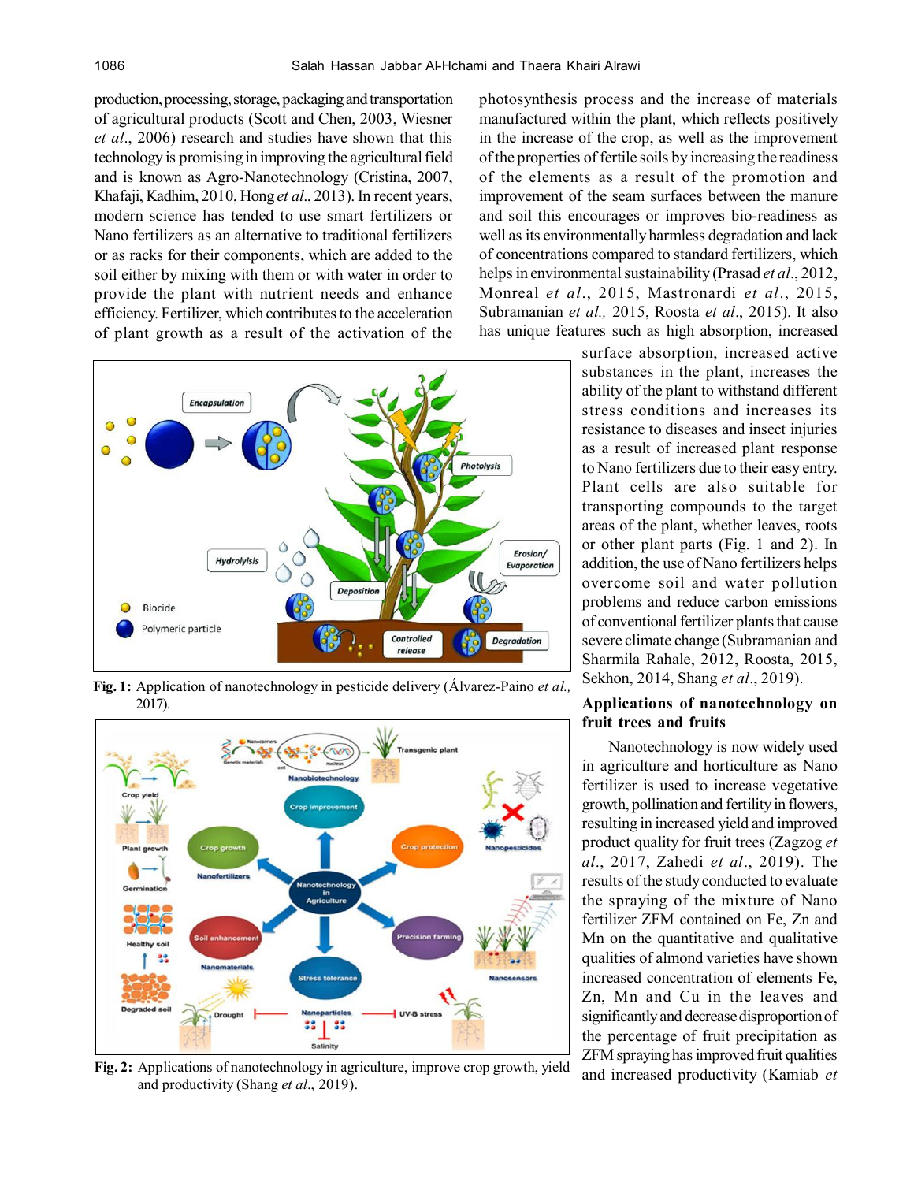production, processing, storage, packaging and transportation of agricultural products (Scott and Chen, 2003, Wiesner *et al*., 2006) research and studies have shown that this technology is promising in improving the agricultural field and is known as Agro-Nanotechnology (Cristina, 2007, Khafaji, Kadhim, 2010, Hong *et al*., 2013). In recent years, modern science has tended to use smart fertilizers or Nano fertilizers as an alternative to traditional fertilizers or as racks for their components, which are added to the soil either by mixing with them or with water in order to provide the plant with nutrient needs and enhance efficiency. Fertilizer, which contributes to the acceleration of plant growth as a result of the activation of the photosynthesis process and the increase of materials manufactured within the plant, which reflects positively in the increase of the crop, as well as the improvement of the properties of fertile soils by increasing the readiness of the elements as a result of the promotion and improvement of the seam surfaces between the manure and soil this encourages or improves bio-readiness as well as its environmentally harmless degradation and lack of concentrations compared to standard fertilizers, which helps in environmental sustainability (Prasad *et al*., 2012, Monreal *et al*., 2015, Mastronardi *et al*., 2015, Subramanian *et al.,* 2015, Roosta *et al*., 2015). It also has unique features such as high absorption, increased surface absorption, increased active substances in the plant, increases the ability of the plant to withstand different stress conditions and increases its resistance to diseases and insect injuries as a result of increased plant response to Nano fertilizers due to their easy entry. Plant cells are also suitable for transporting compounds to the target areas of the plant, whether leaves, roots or other plant parts (Fig. 1 and 2). In addition, the use of Nano fertilizers helps overcome soil and water pollution problems and reduce carbon emissions of conventional fertilizer plants that cause severe climate change (Subramanian and Sharmila Rahale, 2012, Roosta, 2015, Sekhon, 2014, Shang *et al*., 2019).

**Fig. 1:** Application of nanotechnology in pesticide delivery (Álvarez-Paino *et al.,* 2017).

**Fig. 2:** Applications of nanotechnology in agriculture, improve crop growth, yield and productivity (Shang *et al*., 2019).

## Applications of nanotechnology on fruit trees and fruits

Nanotechnology is now widely used in agriculture and horticulture as Nano fertilizer is used to increase vegetative growth, pollination and fertility in flowers, resulting in increased yield and improved product quality for fruit trees (Zagzog *et al*., 2017, Zahedi *et al*., 2019). The results of the study conducted to evaluate the spraying of the mixture of Nano fertilizer ZFM contained on Fe, Zn and Mn on the quantitative and qualitative qualities of almond varieties have shown increased concentration of elements Fe, Zn, Mn and Cu in the leaves and significantly and decrease disproportion of the percentage of fruit precipitation as ZFM spraying has improved fruit qualities and increased productivity (Kamiab *et*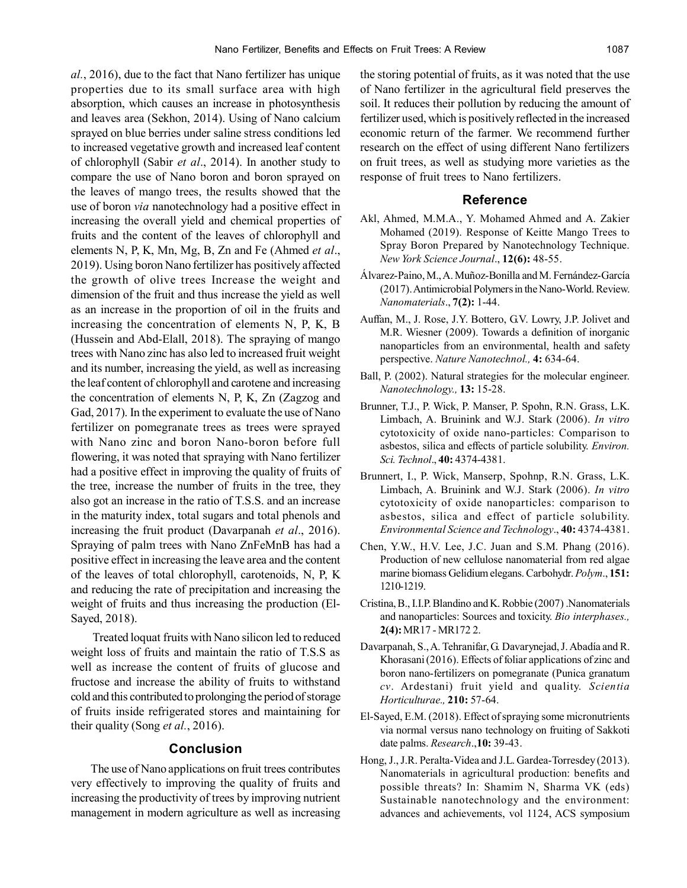*al*., 2016), due to the fact that Nano fertilizer has unique properties due to its small surface area with high absorption, which causes an increase in photosynthesis and leaves area (Sekhon, 2014). Using of Nano calcium sprayed on blue berries under saline stress conditions led to increased vegetative growth and increased leaf content of chlorophyll (Sabir *et al*., 2014). In another study to compare the use of Nano boron and boron sprayed on the leaves of mango trees, the results showed that the use of boron *via* nanotechnology had a positive effect in increasing the overall yield and chemical properties of fruits and the content of the leaves of chlorophyll and elements N, P, K, Mn, Mg, B, Zn and Fe (Ahmed *et al*., 2019). Using boron Nano fertilizer has positively affected the growth of olive trees Increase the weight and dimension of the fruit and thus increase the yield as well as an increase in the proportion of oil in the fruits and increasing the concentration of elements N, P, K, B (Hussein and Abd-Elall, 2018). The spraying of mango trees with Nano zinc has also led to increased fruit weight and its number, increasing the yield, as well as increasing the leaf content of chlorophyll and carotene and increasing the concentration of elements N, P, K, Zn (Zagzog and Gad, 2017). In the experiment to evaluate the use of Nano fertilizer on pomegranate trees as trees were sprayed with Nano zinc and boron Nano-boron before full flowering, it was noted that spraying with Nano fertilizer had a positive effect in improving the quality of fruits of the tree, increase the number of fruits in the tree, they also got an increase in the ratio of T.S.S. and an increase in the maturity index, total sugars and total phenols and increasing the fruit product (Davarpanah *et al*., 2016). Spraying of palm trees with Nano ZnFeMnB has had a positive effect in increasing the leave area and the content of the leaves of total chlorophyll, carotenoids, N, P, K and reducing the rate of precipitation and increasing the weight of fruits and thus increasing the production (El-Sayed, 2018).

Treated loquat fruits with Nano silicon led to reduced weight loss of fruits and maintain the ratio of T.S.S as well as increase the content of fruits of glucose and fructose and increase the ability of fruits to withstand cold and this contributed to prolonging the period of storage of fruits inside refrigerated stores and maintaining for their quality (Song *et al.*, 2016).

## Conclusion

The use of Nano applications on fruit trees contributes very effectively to improving the quality of fruits and increasing the productivity of trees by improving nutrient management in modern agriculture as well as increasing the storing potential of fruits, as it was noted that the use of Nano fertilizer in the agricultural field preserves the soil. It reduces their pollution by reducing the amount of fertilizer used, which is positively reflected in the increased economic return of the farmer. We recommend further research on the effect of using different Nano fertilizers on fruit trees, as well as studying more varieties as the response of fruit trees to Nano fertilizers.

## Reference

Akl, Ahmed, M.M.A., Y. Mohamed Ahmed and A. Zakier Mohamed (2019). Response of Keitte Mango Trees to Spray Boron Prepared by Nanotechnology Technique. *New York Science Journal*., **12(6):** 48-55.

Álvarez-Paino, M., A. Muñoz-Bonilla and M. Fernández-García (2017). Antimicrobial Polymers in the Nano-World. Review. *Nanomaterials*., **7(2):** 1-44.

Auffan, M., J. Rose, J.Y. Bottero, G.V. Lowry, J.P. Jolivet and M.R. Wiesner (2009). Towards a definition of inorganic nanoparticles from an environmental, health and safety perspective. *Nature Nanotechnol.,* **4:** 634-64.

Ball, P. (2002). Natural strategies for the molecular engineer. *Nanotechnology.,* **13:** 15-28.

Brunner, T.J., P. Wick, P. Manser, P. Spohn, R.N. Grass, L.K. Limbach, A. Bruinink and W.J. Stark (2006). *In vitro* cytotoxicity of oxide nano-particles: Comparison to asbestos, silica and effects of particle solubility. *Environ. Sci. Technol*., **40:** 4374-4381.

Brunnert, I., P. Wick, Manserp, Spohnp, R.N. Grass, L.K. Limbach, A. Bruinink and W.J. Stark (2006). *In vitro* cytotoxicity of oxide nanoparticles: comparison to asbestos, silica and effect of particle solubility. *Environmental Science and Technology*., **40:** 4374-4381.

Chen, Y.W., H.V. Lee, J.C. Juan and S.M. Phang (2016). Production of new cellulose nanomaterial from red algae marine biomass Gelidium elegans. Carbohydr. *Polym*., **151:** 1210-1219.

Cristina, B., I.I.P. Blandino and K. Robbie (2007) .Nanomaterials and nanoparticles: Sources and toxicity. *Bio interphases.,* **2(4):** MR17 - MR172 2.

Davarpanah, S., A. Tehranifar, G. Davarynejad, J. Abadía and R. Khorasani (2016). Effects of foliar applications of zinc and boron nano-fertilizers on pomegranate (Punica granatum *cv*. Ardestani) fruit yield and quality. *Scientia Horticulturae.,* **210:** 57-64.

El-Sayed, E.M. (2018). Effect of spraying some micronutrients via normal versus nano technology on fruiting of Sakkoti date palms. *Research*.,**10:** 39-43.

Hong, J., J.R. Peralta-Videa and J.L. Gardea-Torresdey (2013). Nanomaterials in agricultural production: benefits and possible threats? In: Shamim N, Sharma VK (eds) Sustainable nanotechnology and the environment: advances and achievements, vol 1124, ACS symposium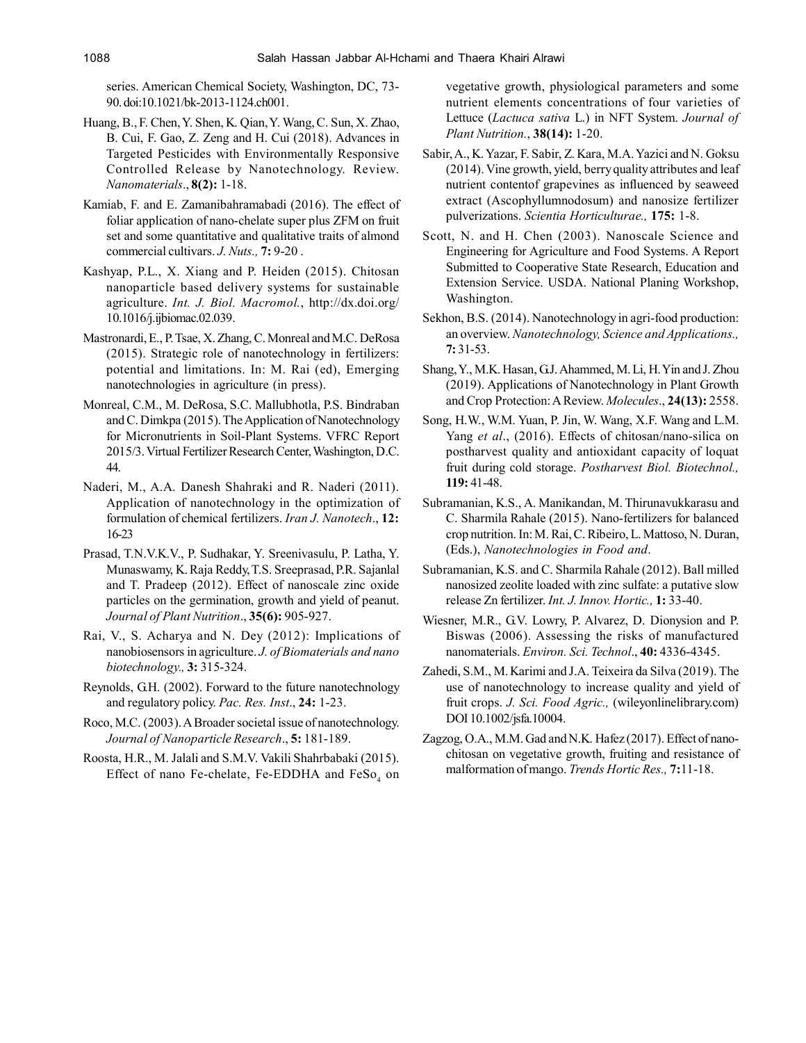series. American Chemical Society, Washington, DC, 73-90. doi:10.1021/bk-2013-1124.ch001.

Huang, B., F. Chen, Y. Shen, K. Qian, Y. Wang, C. Sun, X. Zhao, B. Cui, F. Gao, Z. Zeng and H. Cui (2018). Advances in Targeted Pesticides with Environmentally Responsive Controlled Release by Nanotechnology. Review. *Nanomaterials*., **8(2):** 1-18.

Kamiab, F. and E. Zamanibahramabadi (2016). The effect of foliar application of nano-chelate super plus ZFM on fruit set and some quantitative and qualitative traits of almond commercial cultivars. *J. Nuts.,* **7:** 9-20 .

Kashyap, P.L., X. Xiang and P. Heiden (2015). Chitosan nanoparticle based delivery systems for sustainable agriculture. *Int. J. Biol. Macromol.*, http://dx.doi.org/10.1016/j.ijbiomac.02.039.

Mastronardi, E., P. Tsae, X. Zhang, C. Monreal and M.C. DeRosa (2015). Strategic role of nanotechnology in fertilizers: potential and limitations. In: M. Rai (ed), Emerging nanotechnologies in agriculture (in press).

Monreal, C.M., M. DeRosa, S.C. Mallubhotla, P.S. Bindraban and C. Dimkpa (2015). The Application of Nanotechnology for Micronutrients in Soil-Plant Systems. VFRC Report 2015/3. Virtual Fertilizer Research Center, Washington, D.C. 44.

Naderi, M., A.A. Danesh Shahraki and R. Naderi (2011). Application of nanotechnology in the optimization of formulation of chemical fertilizers. *Iran J. Nanotech*., **12:** 16-23

Prasad, T.N.V.K.V., P. Sudhakar, Y. Sreenivasulu, P. Latha, Y. Munaswamy, K. Raja Reddy, T.S. Sreeprasad, P.R. Sajanlal and T. Pradeep (2012). Effect of nanoscale zinc oxide particles on the germination, growth and yield of peanut. *Journal of Plant Nutrition*., **35(6):** 905-927.

Rai, V., S. Acharya and N. Dey (2012): Implications of nanobiosensors in agriculture. *J. of Biomaterials and nano biotechnology.,* **3:** 315-324.

Reynolds, G.H. (2002). Forward to the future nanotechnology and regulatory policy. *Pac. Res. Inst*., **24:** 1-23.

Roco, M.C. (2003). A Broader societal issue of nanotechnology. *Journal of Nanoparticle Research*., **5:** 181-189.

Roosta, H.R., M. Jalali and S.M.V. Vakili Shahrbabaki (2015). Effect of nano Fe-chelate, Fe-EDDHA and $FeSo_4$ on vegetative growth, physiological parameters and some nutrient elements concentrations of four varieties of Lettuce (*Lactuca sativa* L.) in NFT System. *Journal of Plant Nutrition.*, **38(14):** 1-20.

Sabir, A., K. Yazar, F. Sabir, Z. Kara, M.A. Yazici and N. Goksu (2014). Vine growth, yield, berry quality attributes and leaf nutrient contentof grapevines as influenced by seaweed extract (Ascophyllumnodosum) and nanosize fertilizer pulverizations. *Scientia Horticulturae.,* **175:** 1-8.

Scott, N. and H. Chen (2003). Nanoscale Science and Engineering for Agriculture and Food Systems. A Report Submitted to Cooperative State Research, Education and Extension Service. USDA. National Planing Workshop, Washington.

Sekhon, B.S. (2014). Nanotechnology in agri-food production: an overview. *Nanotechnology, Science and Applications.,* **7:** 31-53.

Shang, Y., M.K. Hasan, G.J. Ahammed, M. Li, H. Yin and J. Zhou (2019). Applications of Nanotechnology in Plant Growth and Crop Protection: A Review. *Molecules*., **24(13):** 2558.

Song, H.W., W.M. Yuan, P. Jin, W. Wang, X.F. Wang and L.M. Yang *et al*., (2016). Effects of chitosan/nano-silica on postharvest quality and antioxidant capacity of loquat fruit during cold storage. *Postharvest Biol. Biotechnol.,* **119:** 41-48.

Subramanian, K.S., A. Manikandan, M. Thirunavukkarasu and C. Sharmila Rahale (2015). Nano-fertilizers for balanced crop nutrition. In: M. Rai, C. Ribeiro, L. Mattoso, N. Duran, (Eds.), *Nanotechnologies in Food and*.

Subramanian, K.S. and C. Sharmila Rahale (2012). Ball milled nanosized zeolite loaded with zinc sulfate: a putative slow release Zn fertilizer. *Int. J. Innov. Hortic.,* **1:** 33-40.

Wiesner, M.R., G.V. Lowry, P. Alvarez, D. Dionysion and P. Biswas (2006). Assessing the risks of manufactured nanomaterials. *Environ. Sci. Technol*., **40:** 4336-4345.

Zahedi, S.M., M. Karimi and J.A. Teixeira da Silva (2019). The use of nanotechnology to increase quality and yield of fruit crops. *J. Sci. Food Agric.,* (wileyonlinelibrary.com) DOI 10.1002/jsfa.10004.

Zagzog, O.A., M.M. Gad and N.K. Hafez (2017). Effect of nano-chitosan on vegetative growth, fruiting and resistance of malformation of mango. *Trends Hortic Res.,* **7:**11-18.